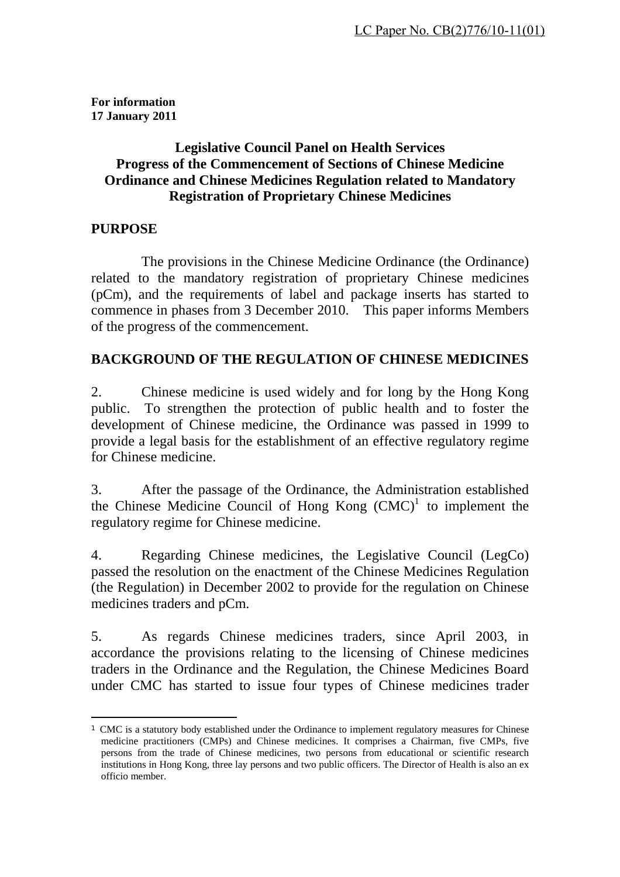LC Paper No. CB(2)776/10-11(01)

**For information**
**17 January 2011**

## Legislative Council Panel on Health Services
## Progress of the Commencement of Sections of Chinese Medicine Ordinance and Chinese Medicines Regulation related to Mandatory Registration of Proprietary Chinese Medicines

## PURPOSE

The provisions in the Chinese Medicine Ordinance (the Ordinance) related to the mandatory registration of proprietary Chinese medicines (pCm), and the requirements of label and package inserts has started to commence in phases from 3 December 2010. This paper informs Members of the progress of the commencement.

## BACKGROUND OF THE REGULATION OF CHINESE MEDICINES

2. Chinese medicine is used widely and for long by the Hong Kong public. To strengthen the protection of public health and to foster the development of Chinese medicine, the Ordinance was passed in 1999 to provide a legal basis for the establishment of an effective regulatory regime for Chinese medicine.

3. After the passage of the Ordinance, the Administration established the Chinese Medicine Council of Hong Kong (CMC)[1] to implement the regulatory regime for Chinese medicine.

4. Regarding Chinese medicines, the Legislative Council (LegCo) passed the resolution on the enactment of the Chinese Medicines Regulation (the Regulation) in December 2002 to provide for the regulation on Chinese medicines traders and pCm.

5. As regards Chinese medicines traders, since April 2003, in accordance the provisions relating to the licensing of Chinese medicines traders in the Ordinance and the Regulation, the Chinese Medicines Board under CMC has started to issue four types of Chinese medicines trader

---

[1] CMC is a statutory body established under the Ordinance to implement regulatory measures for Chinese medicine practitioners (CMPs) and Chinese medicines. It comprises a Chairman, five CMPs, five persons from the trade of Chinese medicines, two persons from educational or scientific research institutions in Hong Kong, three lay persons and two public officers. The Director of Health is also an ex officio member.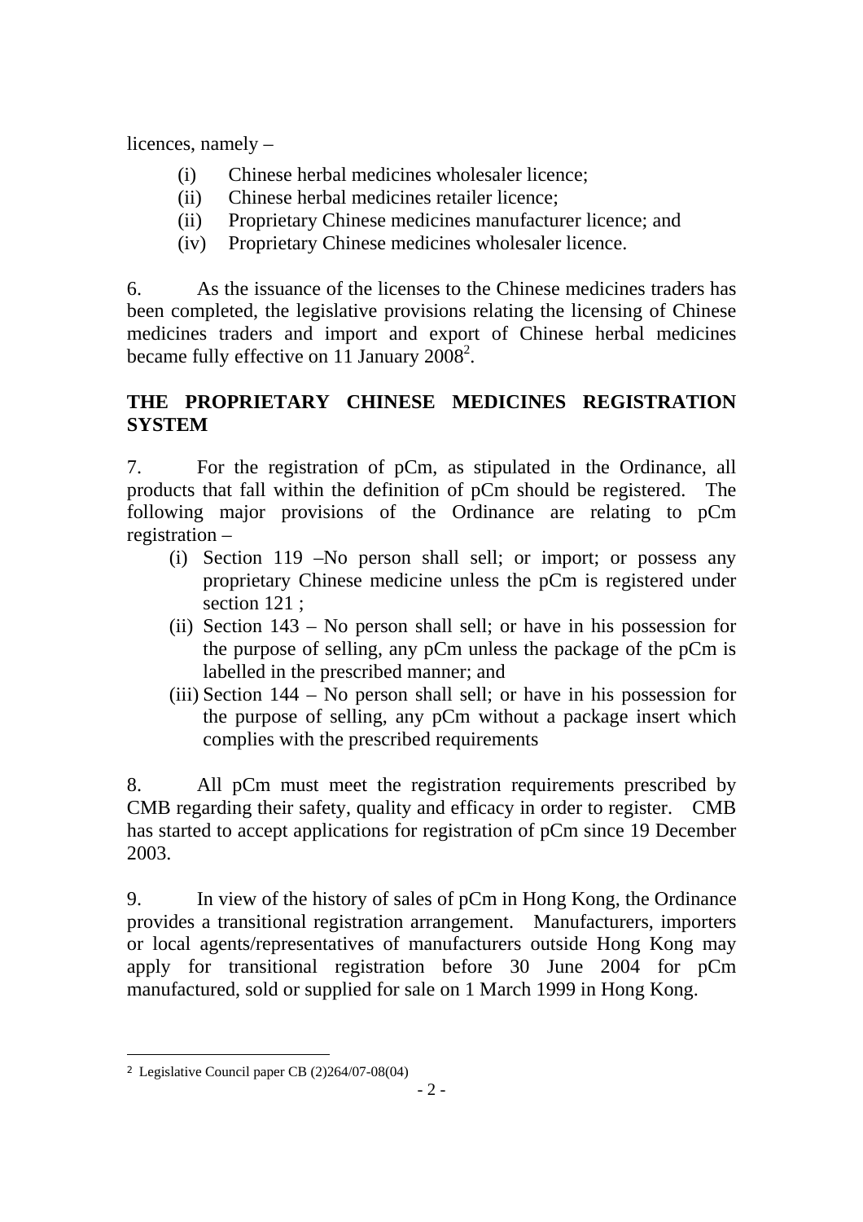licences, namely –

- (i) Chinese herbal medicines wholesaler licence;
- (ii) Chinese herbal medicines retailer licence;
- (ii) Proprietary Chinese medicines manufacturer licence; and
- (iv) Proprietary Chinese medicines wholesaler licence.

6. As the issuance of the licenses to the Chinese medicines traders has been completed, the legislative provisions relating the licensing of Chinese medicines traders and import and export of Chinese herbal medicines became fully effective on 11 January 2008[2].

## THE PROPRIETARY CHINESE MEDICINES REGISTRATION SYSTEM

7. For the registration of pCm, as stipulated in the Ordinance, all products that fall within the definition of pCm should be registered. The following major provisions of the Ordinance are relating to pCm registration –

- (i) Section 119 –No person shall sell; or import; or possess any proprietary Chinese medicine unless the pCm is registered under section 121 ;
- (ii) Section 143 – No person shall sell; or have in his possession for the purpose of selling, any pCm unless the package of the pCm is labelled in the prescribed manner; and
- (iii) Section 144 – No person shall sell; or have in his possession for the purpose of selling, any pCm without a package insert which complies with the prescribed requirements

8. All pCm must meet the registration requirements prescribed by CMB regarding their safety, quality and efficacy in order to register. CMB has started to accept applications for registration of pCm since 19 December 2003.

9. In view of the history of sales of pCm in Hong Kong, the Ordinance provides a transitional registration arrangement. Manufacturers, importers or local agents/representatives of manufacturers outside Hong Kong may apply for transitional registration before 30 June 2004 for pCm manufactured, sold or supplied for sale on 1 March 1999 in Hong Kong.

---

[2] Legislative Council paper CB (2)264/07-08(04)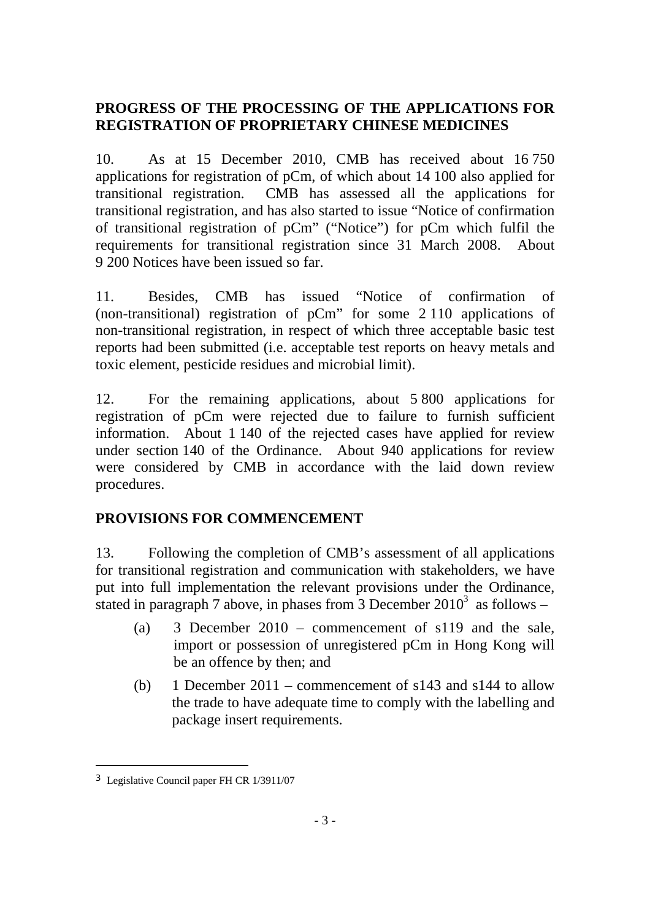## PROGRESS OF THE PROCESSING OF THE APPLICATIONS FOR REGISTRATION OF PROPRIETARY CHINESE MEDICINES

10. As at 15 December 2010, CMB has received about 16 750 applications for registration of pCm, of which about 14 100 also applied for transitional registration. CMB has assessed all the applications for transitional registration, and has also started to issue "Notice of confirmation of transitional registration of pCm" ("Notice") for pCm which fulfil the requirements for transitional registration since 31 March 2008. About 9 200 Notices have been issued so far.

11. Besides, CMB has issued "Notice of confirmation of (non-transitional) registration of pCm" for some 2 110 applications of non-transitional registration, in respect of which three acceptable basic test reports had been submitted (i.e. acceptable test reports on heavy metals and toxic element, pesticide residues and microbial limit).

12. For the remaining applications, about 5 800 applications for registration of pCm were rejected due to failure to furnish sufficient information. About 1 140 of the rejected cases have applied for review under section 140 of the Ordinance. About 940 applications for review were considered by CMB in accordance with the laid down review procedures.

## PROVISIONS FOR COMMENCEMENT

13. Following the completion of CMB's assessment of all applications for transitional registration and communication with stakeholders, we have put into full implementation the relevant provisions under the Ordinance, stated in paragraph 7 above, in phases from 3 December 2010[3] as follows –

(a) 3 December 2010 – commencement of s119 and the sale, import or possession of unregistered pCm in Hong Kong will be an offence by then; and

(b) 1 December 2011 – commencement of s143 and s144 to allow the trade to have adequate time to comply with the labelling and package insert requirements.

---

[3] Legislative Council paper FH CR 1/3911/07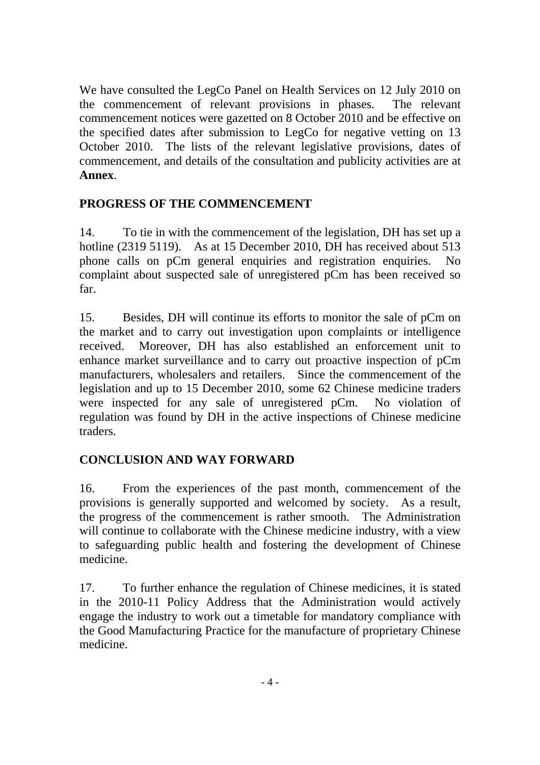We have consulted the LegCo Panel on Health Services on 12 July 2010 on the commencement of relevant provisions in phases. The relevant commencement notices were gazetted on 8 October 2010 and be effective on the specified dates after submission to LegCo for negative vetting on 13 October 2010. The lists of the relevant legislative provisions, dates of commencement, and details of the consultation and publicity activities are at **Annex**.

## PROGRESS OF THE COMMENCEMENT

14. To tie in with the commencement of the legislation, DH has set up a hotline (2319 5119). As at 15 December 2010, DH has received about 513 phone calls on pCm general enquiries and registration enquiries. No complaint about suspected sale of unregistered pCm has been received so far.

15. Besides, DH will continue its efforts to monitor the sale of pCm on the market and to carry out investigation upon complaints or intelligence received. Moreover, DH has also established an enforcement unit to enhance market surveillance and to carry out proactive inspection of pCm manufacturers, wholesalers and retailers. Since the commencement of the legislation and up to 15 December 2010, some 62 Chinese medicine traders were inspected for any sale of unregistered pCm. No violation of regulation was found by DH in the active inspections of Chinese medicine traders.

## CONCLUSION AND WAY FORWARD

16. From the experiences of the past month, commencement of the provisions is generally supported and welcomed by society. As a result, the progress of the commencement is rather smooth. The Administration will continue to collaborate with the Chinese medicine industry, with a view to safeguarding public health and fostering the development of Chinese medicine.

17. To further enhance the regulation of Chinese medicines, it is stated in the 2010-11 Policy Address that the Administration would actively engage the industry to work out a timetable for mandatory compliance with the Good Manufacturing Practice for the manufacture of proprietary Chinese medicine.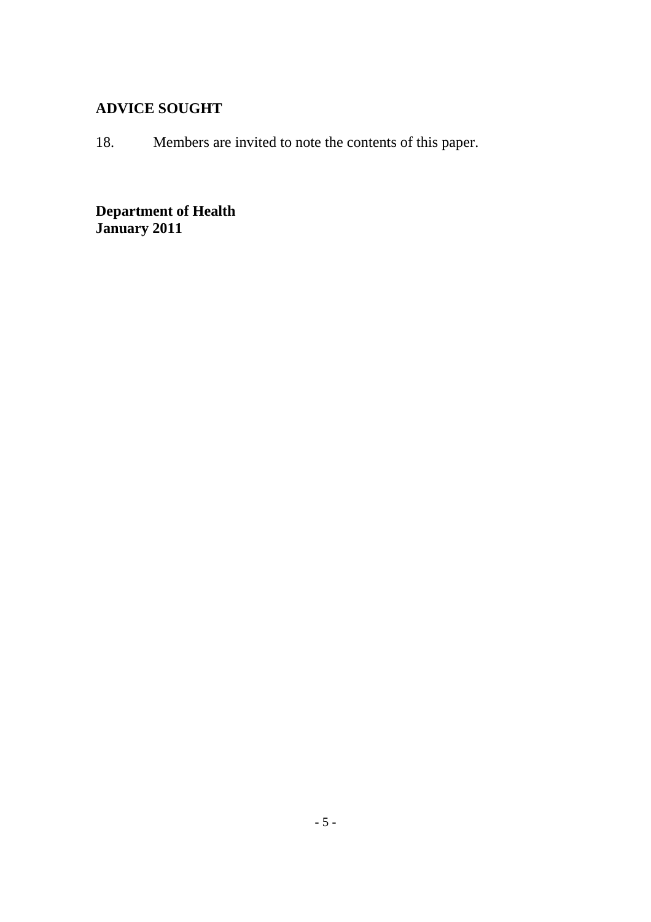## ADVICE SOUGHT

18. Members are invited to note the contents of this paper.

**Department of Health**
**January 2011**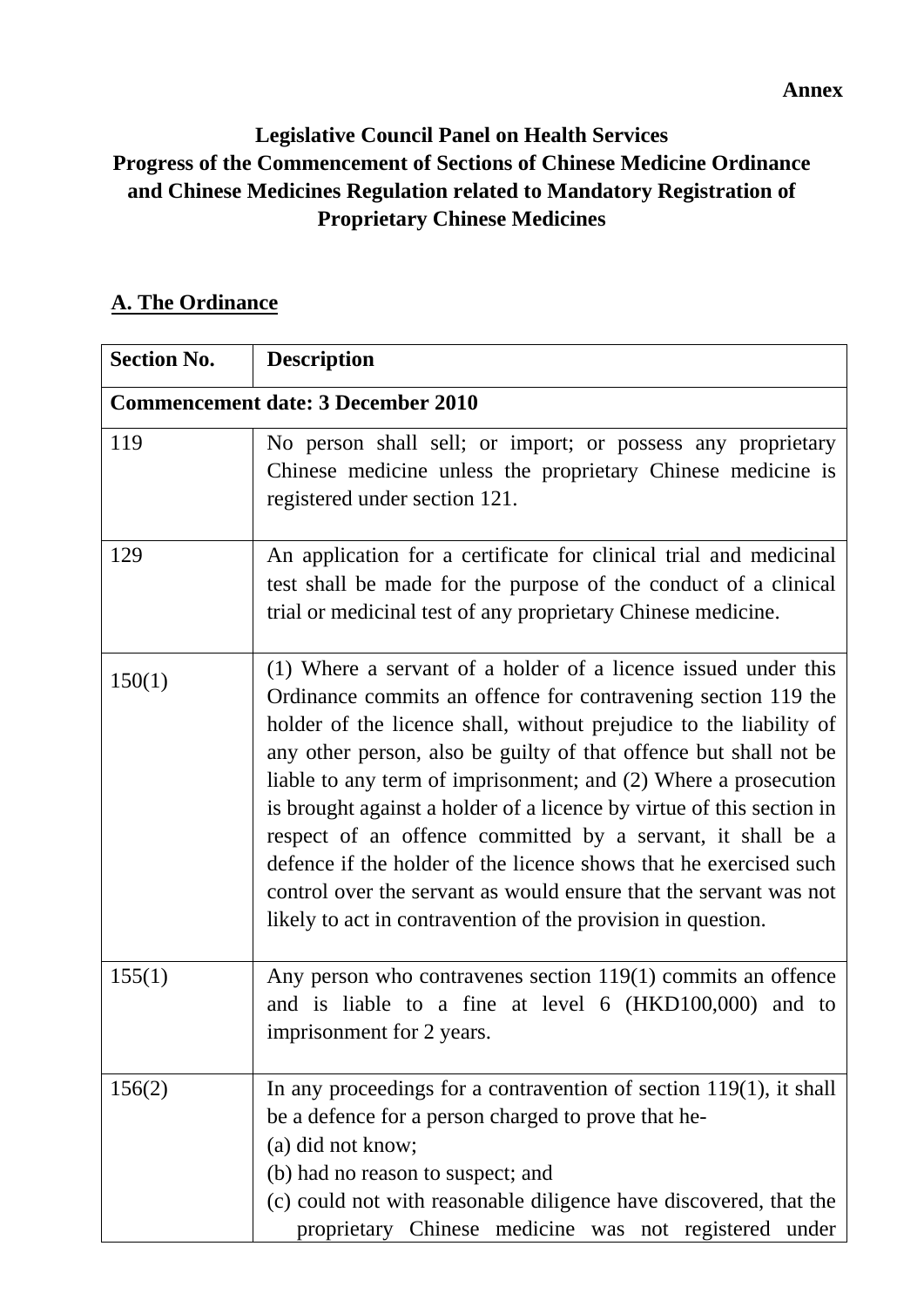**Annex**

**Legislative Council Panel on Health Services**
**Progress of the Commencement of Sections of Chinese Medicine Ordinance and Chinese Medicines Regulation related to Mandatory Registration of Proprietary Chinese Medicines**

## A. The Ordinance

| **Section No.** | **Description** |
|---|---|
| **Commencement date: 3 December 2010** | |
| 119 | No person shall sell; or import; or possess any proprietary Chinese medicine unless the proprietary Chinese medicine is registered under section 121. |
| 129 | An application for a certificate for clinical trial and medicinal test shall be made for the purpose of the conduct of a clinical trial or medicinal test of any proprietary Chinese medicine. |
| 150(1) | (1) Where a servant of a holder of a licence issued under this Ordinance commits an offence for contravening section 119 the holder of the licence shall, without prejudice to the liability of any other person, also be guilty of that offence but shall not be liable to any term of imprisonment; and (2) Where a prosecution is brought against a holder of a licence by virtue of this section in respect of an offence committed by a servant, it shall be a defence if the holder of the licence shows that he exercised such control over the servant as would ensure that the servant was not likely to act in contravention of the provision in question. |
| 155(1) | Any person who contravenes section 119(1) commits an offence and is liable to a fine at level 6 (HKD100,000) and to imprisonment for 2 years. |
| 156(2) | In any proceedings for a contravention of section 119(1), it shall be a defence for a person charged to prove that he-<br>(a) did not know;<br>(b) had no reason to suspect; and<br>(c) could not with reasonable diligence have discovered, that the proprietary Chinese medicine was not registered under |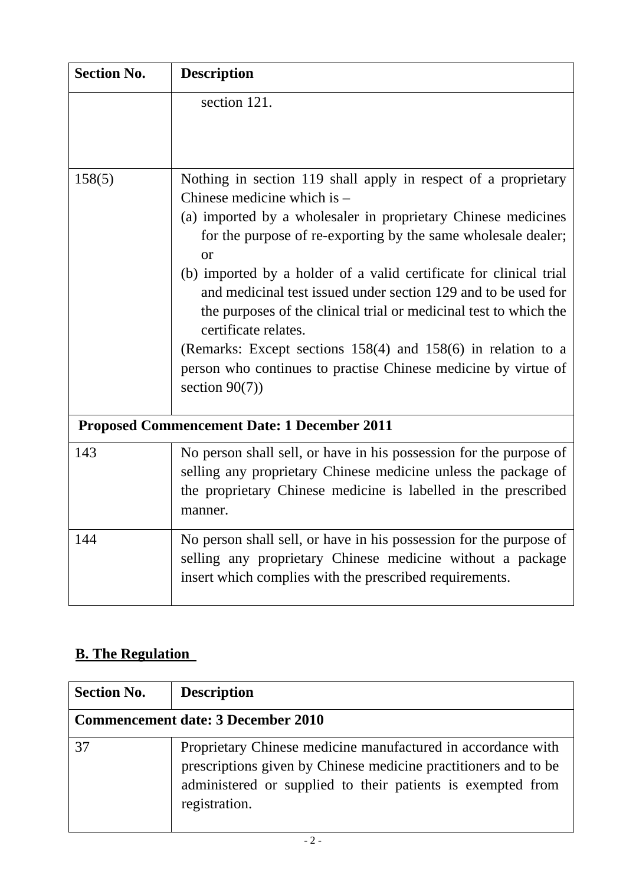| Section No. | Description |
|---|---|
| | section 121. |
| 158(5) | Nothing in section 119 shall apply in respect of a proprietary Chinese medicine which is –<br>(a) imported by a wholesaler in proprietary Chinese medicines for the purpose of re-exporting by the same wholesale dealer; or<br>(b) imported by a holder of a valid certificate for clinical trial and medicinal test issued under section 129 and to be used for the purposes of the clinical trial or medicinal test to which the certificate relates.<br>(Remarks: Except sections 158(4) and 158(6) in relation to a person who continues to practise Chinese medicine by virtue of section 90(7)) |
| **Proposed Commencement Date: 1 December 2011** | |
| 143 | No person shall sell, or have in his possession for the purpose of selling any proprietary Chinese medicine unless the package of the proprietary Chinese medicine is labelled in the prescribed manner. |
| 144 | No person shall sell, or have in his possession for the purpose of selling any proprietary Chinese medicine without a package insert which complies with the prescribed requirements. |

## B. The Regulation

| Section No. | Description |
|---|---|
| **Commencement date: 3 December 2010** | |
| 37 | Proprietary Chinese medicine manufactured in accordance with prescriptions given by Chinese medicine practitioners and to be administered or supplied to their patients is exempted from registration. |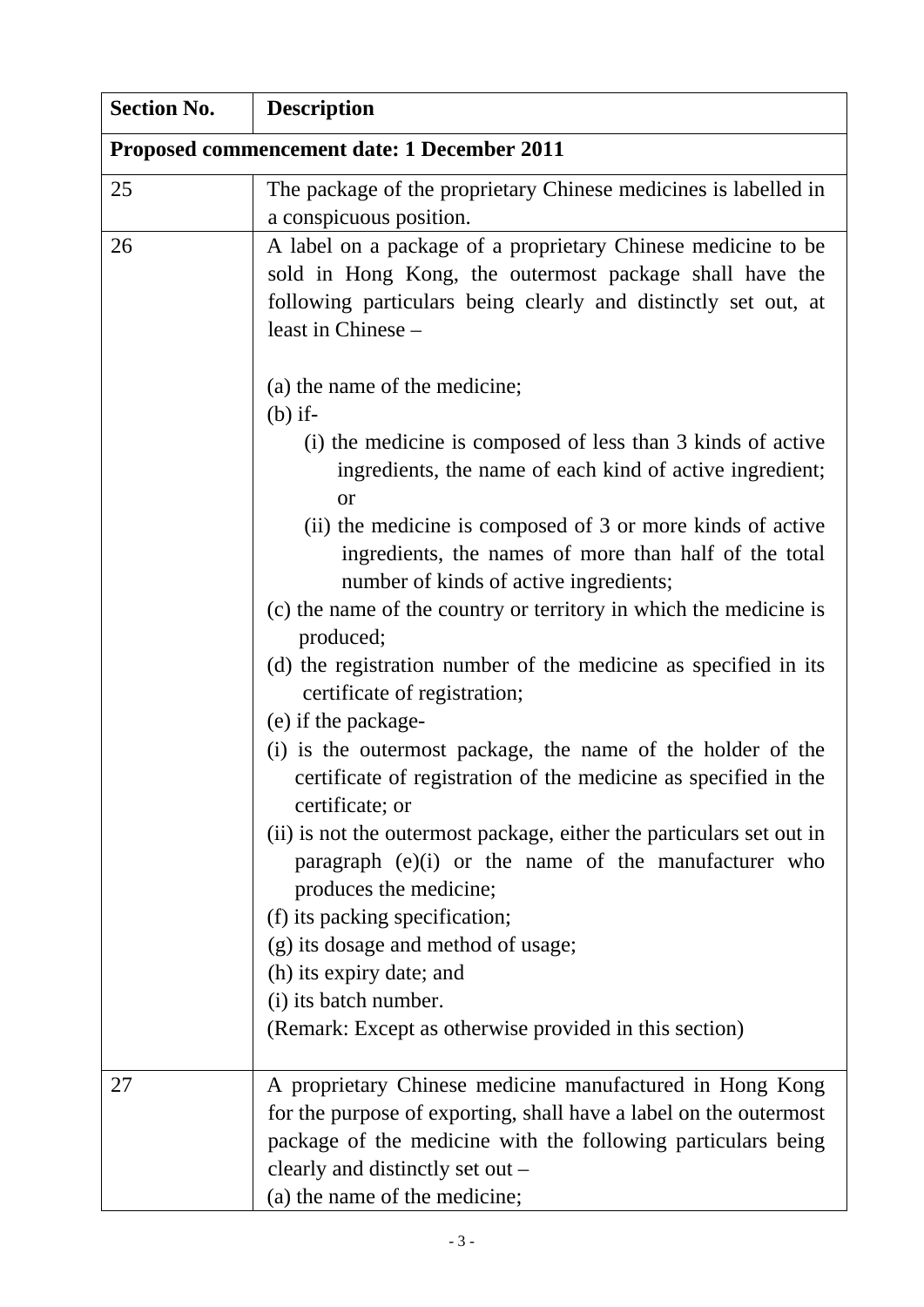| Section No. | Description |
|---|---|
| **Proposed commencement date: 1 December 2011** | |
| 25 | The package of the proprietary Chinese medicines is labelled in a conspicuous position. |
| 26 | A label on a package of a proprietary Chinese medicine to be sold in Hong Kong, the outermost package shall have the following particulars being clearly and distinctly set out, at least in Chinese –<br><br>(a) the name of the medicine;<br>(b) if-<br>(i) the medicine is composed of less than 3 kinds of active ingredients, the name of each kind of active ingredient; or<br>(ii) the medicine is composed of 3 or more kinds of active ingredients, the names of more than half of the total number of kinds of active ingredients;<br>(c) the name of the country or territory in which the medicine is produced;<br>(d) the registration number of the medicine as specified in its certificate of registration;<br>(e) if the package-<br>(i) is the outermost package, the name of the holder of the certificate of registration of the medicine as specified in the certificate; or<br>(ii) is not the outermost package, either the particulars set out in paragraph (e)(i) or the name of the manufacturer who produces the medicine;<br>(f) its packing specification;<br>(g) its dosage and method of usage;<br>(h) its expiry date; and<br>(i) its batch number.<br>(Remark: Except as otherwise provided in this section) |
| 27 | A proprietary Chinese medicine manufactured in Hong Kong for the purpose of exporting, shall have a label on the outermost package of the medicine with the following particulars being clearly and distinctly set out –<br>(a) the name of the medicine; |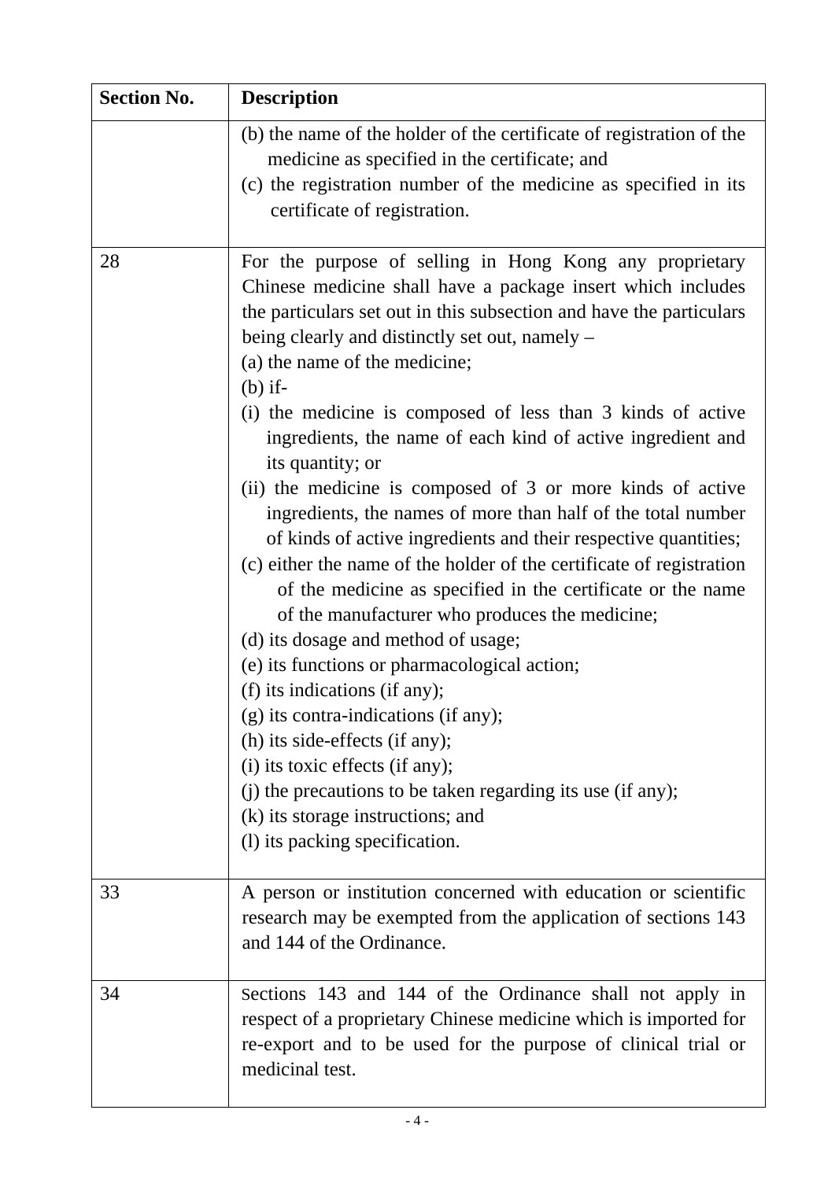| Section No. | Description |
|---|---|
| | (b) the name of the holder of the certificate of registration of the medicine as specified in the certificate; and<br>(c) the registration number of the medicine as specified in its certificate of registration. |
| 28 | For the purpose of selling in Hong Kong any proprietary Chinese medicine shall have a package insert which includes the particulars set out in this subsection and have the particulars being clearly and distinctly set out, namely –<br>(a) the name of the medicine;<br>(b) if-<br>(i) the medicine is composed of less than 3 kinds of active ingredients, the name of each kind of active ingredient and its quantity; or<br>(ii) the medicine is composed of 3 or more kinds of active ingredients, the names of more than half of the total number of kinds of active ingredients and their respective quantities;<br>(c) either the name of the holder of the certificate of registration of the medicine as specified in the certificate or the name of the manufacturer who produces the medicine;<br>(d) its dosage and method of usage;<br>(e) its functions or pharmacological action;<br>(f) its indications (if any);<br>(g) its contra-indications (if any);<br>(h) its side-effects (if any);<br>(i) its toxic effects (if any);<br>(j) the precautions to be taken regarding its use (if any);<br>(k) its storage instructions; and<br>(l) its packing specification. |
| 33 | A person or institution concerned with education or scientific research may be exempted from the application of sections 143 and 144 of the Ordinance. |
| 34 | Sections 143 and 144 of the Ordinance shall not apply in respect of a proprietary Chinese medicine which is imported for re-export and to be used for the purpose of clinical trial or medicinal test. |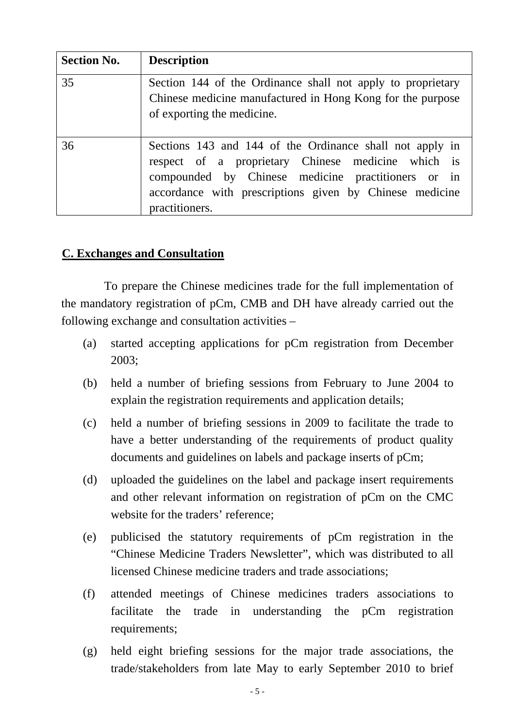| Section No. | Description |
|---|---|
| 35 | Section 144 of the Ordinance shall not apply to proprietary Chinese medicine manufactured in Hong Kong for the purpose of exporting the medicine. |
| 36 | Sections 143 and 144 of the Ordinance shall not apply in respect of a proprietary Chinese medicine which is compounded by Chinese medicine practitioners or in accordance with prescriptions given by Chinese medicine practitioners. |

## C. Exchanges and Consultation

To prepare the Chinese medicines trade for the full implementation of the mandatory registration of pCm, CMB and DH have already carried out the following exchange and consultation activities –

(a) started accepting applications for pCm registration from December 2003;

(b) held a number of briefing sessions from February to June 2004 to explain the registration requirements and application details;

(c) held a number of briefing sessions in 2009 to facilitate the trade to have a better understanding of the requirements of product quality documents and guidelines on labels and package inserts of pCm;

(d) uploaded the guidelines on the label and package insert requirements and other relevant information on registration of pCm on the CMC website for the traders' reference;

(e) publicised the statutory requirements of pCm registration in the "Chinese Medicine Traders Newsletter", which was distributed to all licensed Chinese medicine traders and trade associations;

(f) attended meetings of Chinese medicines traders associations to facilitate the trade in understanding the pCm registration requirements;

(g) held eight briefing sessions for the major trade associations, the trade/stakeholders from late May to early September 2010 to brief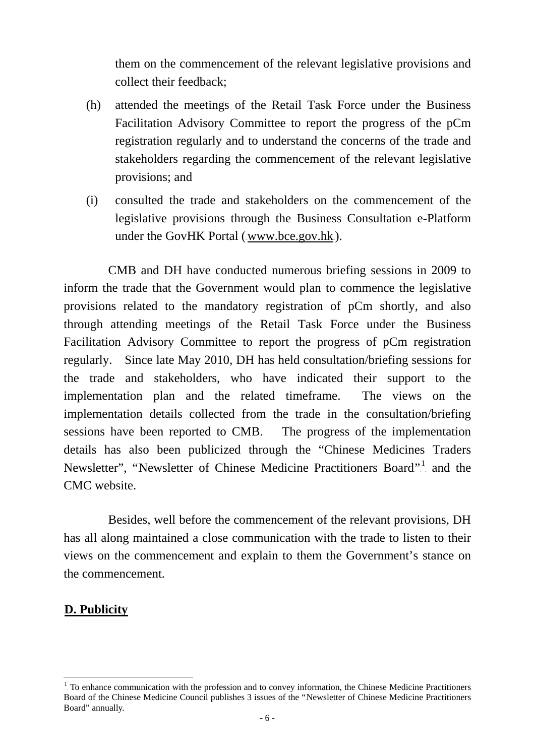them on the commencement of the relevant legislative provisions and collect their feedback;

(h) attended the meetings of the Retail Task Force under the Business Facilitation Advisory Committee to report the progress of the pCm registration regularly and to understand the concerns of the trade and stakeholders regarding the commencement of the relevant legislative provisions; and

(i) consulted the trade and stakeholders on the commencement of the legislative provisions through the Business Consultation e-Platform under the GovHK Portal (www.bce.gov.hk).

CMB and DH have conducted numerous briefing sessions in 2009 to inform the trade that the Government would plan to commence the legislative provisions related to the mandatory registration of pCm shortly, and also through attending meetings of the Retail Task Force under the Business Facilitation Advisory Committee to report the progress of pCm registration regularly. Since late May 2010, DH has held consultation/briefing sessions for the trade and stakeholders, who have indicated their support to the implementation plan and the related timeframe. The views on the implementation details collected from the trade in the consultation/briefing sessions have been reported to CMB. The progress of the implementation details has also been publicized through the "Chinese Medicines Traders Newsletter", "Newsletter of Chinese Medicine Practitioners Board"[1] and the CMC website.

Besides, well before the commencement of the relevant provisions, DH has all along maintained a close communication with the trade to listen to their views on the commencement and explain to them the Government's stance on the commencement.

## D. Publicity

[1] To enhance communication with the profession and to convey information, the Chinese Medicine Practitioners Board of the Chinese Medicine Council publishes 3 issues of the "Newsletter of Chinese Medicine Practitioners Board" annually.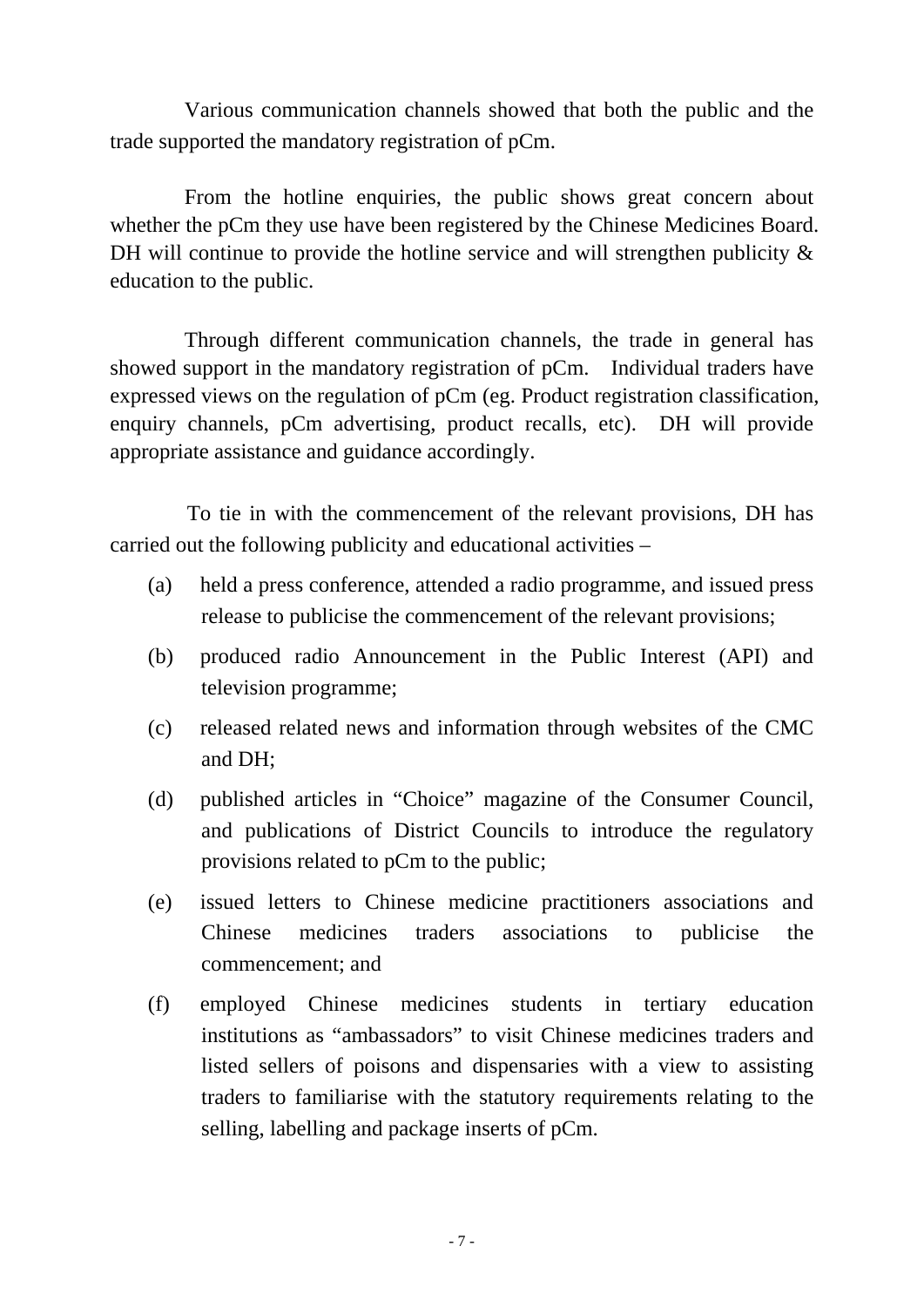Various communication channels showed that both the public and the trade supported the mandatory registration of pCm.

From the hotline enquiries, the public shows great concern about whether the pCm they use have been registered by the Chinese Medicines Board. DH will continue to provide the hotline service and will strengthen publicity & education to the public.

Through different communication channels, the trade in general has showed support in the mandatory registration of pCm. Individual traders have expressed views on the regulation of pCm (eg. Product registration classification, enquiry channels, pCm advertising, product recalls, etc). DH will provide appropriate assistance and guidance accordingly.

To tie in with the commencement of the relevant provisions, DH has carried out the following publicity and educational activities –

(a) held a press conference, attended a radio programme, and issued press release to publicise the commencement of the relevant provisions;

(b) produced radio Announcement in the Public Interest (API) and television programme;

(c) released related news and information through websites of the CMC and DH;

(d) published articles in “Choice” magazine of the Consumer Council, and publications of District Councils to introduce the regulatory provisions related to pCm to the public;

(e) issued letters to Chinese medicine practitioners associations and Chinese medicines traders associations to publicise the commencement; and

(f) employed Chinese medicines students in tertiary education institutions as “ambassadors” to visit Chinese medicines traders and listed sellers of poisons and dispensaries with a view to assisting traders to familiarise with the statutory requirements relating to the selling, labelling and package inserts of pCm.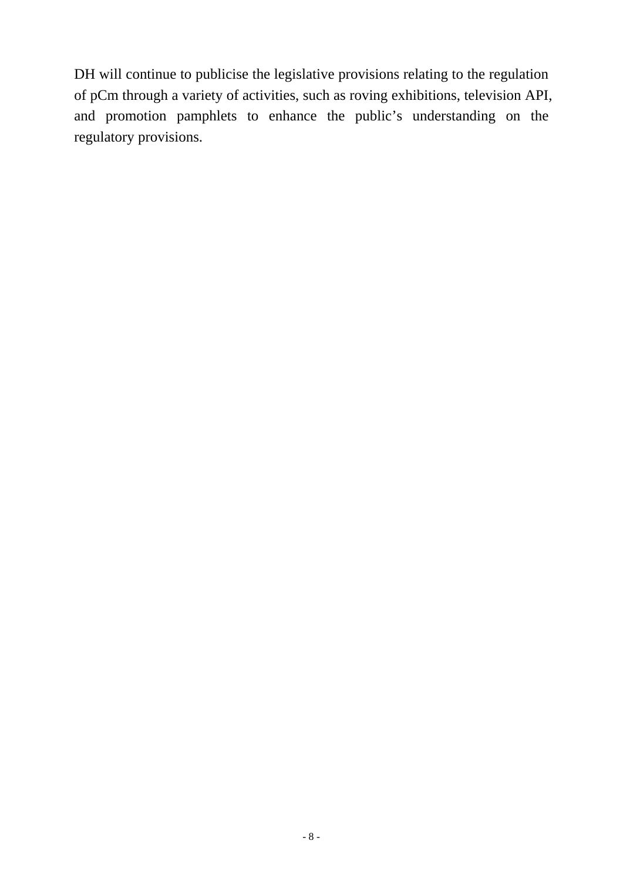DH will continue to publicise the legislative provisions relating to the regulation of pCm through a variety of activities, such as roving exhibitions, television API, and promotion pamphlets to enhance the public's understanding on the regulatory provisions.